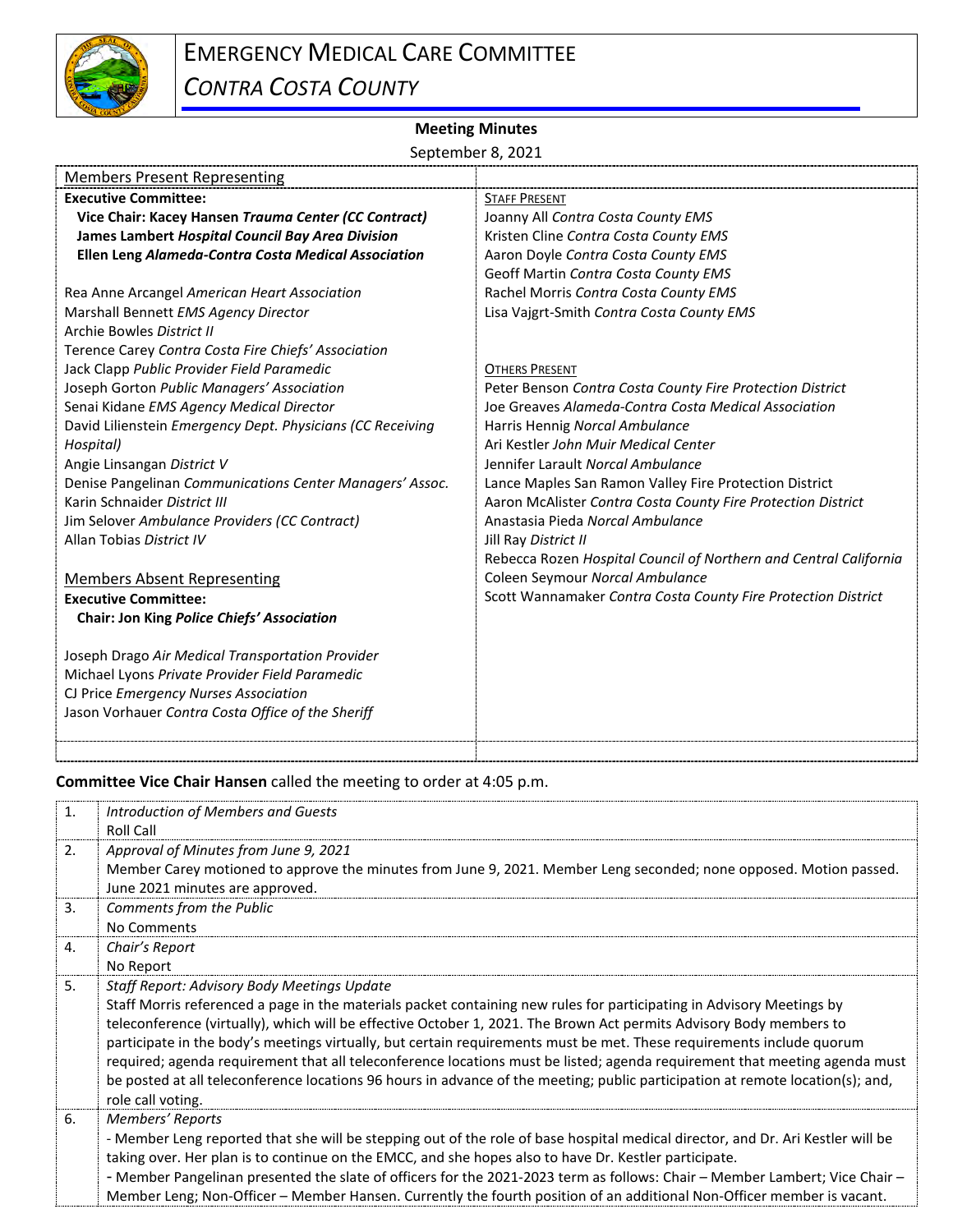# EMERGENCY MEDICAL CARE COMMITTEE

## *CONTRA COSTA COUNTY*

**Meeting Minutes**

September 8, 2021

| Members Present Representing | |
|---|---|
| **Executive Committee:** | STAFF PRESENT |
| **Vice Chair: Kacey Hansen *Trauma Center (CC Contract)*** | Joanny All *Contra Costa County EMS* |
| **James Lambert *Hospital Council Bay Area Division*** | Kristen Cline *Contra Costa County EMS* |
| **Ellen Leng *Alameda-Contra Costa Medical Association*** | Aaron Doyle *Contra Costa County EMS* |
| | Geoff Martin *Contra Costa County EMS* |
| Rea Anne Arcangel *American Heart Association* | Rachel Morris *Contra Costa County EMS* |
| Marshall Bennett *EMS Agency Director* | Lisa Vajgrt-Smith *Contra Costa County EMS* |
| Archie Bowles *District II* | |
| Terence Carey *Contra Costa Fire Chiefs' Association* | |
| Jack Clapp *Public Provider Field Paramedic* | OTHERS PRESENT |
| Joseph Gorton *Public Managers' Association* | Peter Benson *Contra Costa County Fire Protection District* |
| Senai Kidane *EMS Agency Medical Director* | Joe Greaves *Alameda-Contra Costa Medical Association* |
| David Lilienstein *Emergency Dept. Physicians (CC Receiving Hospital)* | Harris Hennig *Norcal Ambulance* |
| | Ari Kestler *John Muir Medical Center* |
| Angie Linsangan *District V* | Jennifer Larault *Norcal Ambulance* |
| Denise Pangelinan *Communications Center Managers' Assoc.* | Lance Maples San Ramon Valley Fire Protection District |
| Karin Schnaider *District III* | Aaron McAlister *Contra Costa County Fire Protection District* |
| Jim Selover *Ambulance Providers (CC Contract)* | Anastasia Pieda *Norcal Ambulance* |
| Allan Tobias *District IV* | Jill Ray *District II* |
| | Rebecca Rozen *Hospital Council of Northern and Central California* |
| Members Absent Representing | Coleen Seymour *Norcal Ambulance* |
| **Executive Committee:** | Scott Wannamaker *Contra Costa County Fire Protection District* |
| **Chair: Jon King *Police Chiefs' Association*** | |
| | |
| Joseph Drago *Air Medical Transportation Provider* | |
| Michael Lyons *Private Provider Field Paramedic* | |
| CJ Price *Emergency Nurses Association* | |
| Jason Vorhauer *Contra Costa Office of the Sheriff* | |

**Committee Vice Chair Hansen** called the meeting to order at 4:05 p.m.

| | |
|---|---|
| 1. | *Introduction of Members and Guests*<br>Roll Call |
| 2. | *Approval of Minutes from June 9, 2021*<br>Member Carey motioned to approve the minutes from June 9, 2021. Member Leng seconded; none opposed. Motion passed. June 2021 minutes are approved. |
| 3. | *Comments from the Public*<br>No Comments |
| 4. | *Chair's Report*<br>No Report |
| 5. | *Staff Report: Advisory Body Meetings Update*<br>Staff Morris referenced a page in the materials packet containing new rules for participating in Advisory Meetings by teleconference (virtually), which will be effective October 1, 2021. The Brown Act permits Advisory Body members to participate in the body's meetings virtually, but certain requirements must be met. These requirements include quorum required; agenda requirement that all teleconference locations must be listed; agenda requirement that meeting agenda must be posted at all teleconference locations 96 hours in advance of the meeting; public participation at remote location(s); and, role call voting. |
| 6. | *Members' Reports*<br>- Member Leng reported that she will be stepping out of the role of base hospital medical director, and Dr. Ari Kestler will be taking over. Her plan is to continue on the EMCC, and she hopes also to have Dr. Kestler participate.<br>- Member Pangelinan presented the slate of officers for the 2021-2023 term as follows: Chair – Member Lambert; Vice Chair – Member Leng; Non-Officer – Member Hansen. Currently the fourth position of an additional Non-Officer member is vacant. |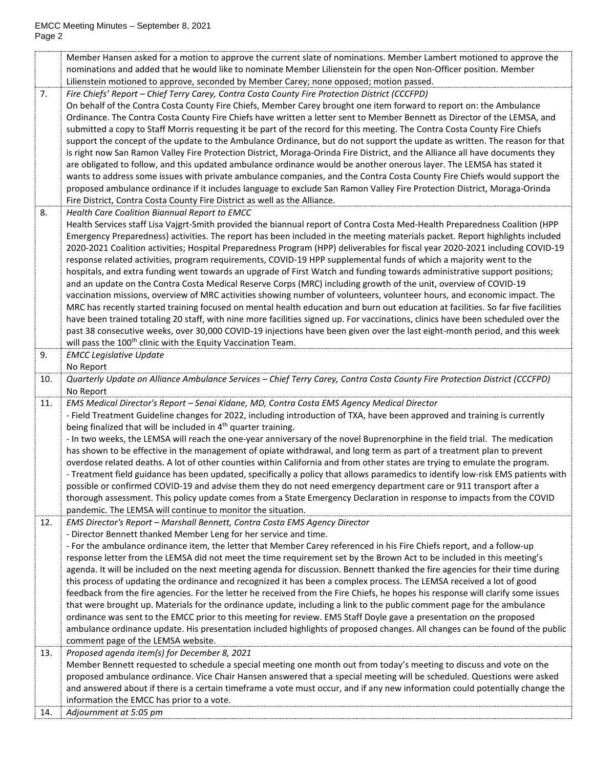| | |
|---|---|
| | Member Hansen asked for a motion to approve the current slate of nominations. Member Lambert motioned to approve the nominations and added that he would like to nominate Member Lilienstein for the open Non-Officer position. Member Lilienstein motioned to approve, seconded by Member Carey; none opposed; motion passed. |
| 7. | *Fire Chiefs' Report – Chief Terry Carey, Contra Costa County Fire Protection District (CCCFPD)*<br>On behalf of the Contra Costa County Fire Chiefs, Member Carey brought one item forward to report on: the Ambulance Ordinance. The Contra Costa County Fire Chiefs have written a letter sent to Member Bennett as Director of the LEMSA, and submitted a copy to Staff Morris requesting it be part of the record for this meeting. The Contra Costa County Fire Chiefs support the concept of the update to the Ambulance Ordinance, but do not support the update as written. The reason for that is right now San Ramon Valley Fire Protection District, Moraga-Orinda Fire District, and the Alliance all have documents they are obligated to follow, and this updated ambulance ordinance would be another onerous layer. The LEMSA has stated it wants to address some issues with private ambulance companies, and the Contra Costa County Fire Chiefs would support the proposed ambulance ordinance if it includes language to exclude San Ramon Valley Fire Protection District, Moraga-Orinda Fire District, Contra Costa County Fire District as well as the Alliance. |
| 8. | *Health Care Coalition Biannual Report to EMCC*<br>Health Services staff Lisa Vajgrt-Smith provided the biannual report of Contra Costa Med-Health Preparedness Coalition (HPP Emergency Preparedness) activities. The report has been included in the meeting materials packet. Report highlights included 2020-2021 Coalition activities; Hospital Preparedness Program (HPP) deliverables for fiscal year 2020-2021 including COVID-19 response related activities, program requirements, COVID-19 HPP supplemental funds of which a majority went to the hospitals, and extra funding went towards an upgrade of First Watch and funding towards administrative support positions; and an update on the Contra Costa Medical Reserve Corps (MRC) including growth of the unit, overview of COVID-19 vaccination missions, overview of MRC activities showing number of volunteers, volunteer hours, and economic impact. The MRC has recently started training focused on mental health education and burn out education at facilities. So far five facilities have been trained totaling 20 staff, with nine more facilities signed up. For vaccinations, clinics have been scheduled over the past 38 consecutive weeks, over 30,000 COVID-19 injections have been given over the last eight-month period, and this week will pass the 100th clinic with the Equity Vaccination Team. |
| 9. | *EMCC Legislative Update*<br>No Report |
| 10. | *Quarterly Update on Alliance Ambulance Services – Chief Terry Carey, Contra Costa County Fire Protection District (CCCFPD)*<br>No Report |
| 11. | *EMS Medical Director's Report – Senai Kidane, MD, Contra Costa EMS Agency Medical Director*<br>- Field Treatment Guideline changes for 2022, including introduction of TXA, have been approved and training is currently being finalized that will be included in 4th quarter training.<br>- In two weeks, the LEMSA will reach the one-year anniversary of the novel Buprenorphine in the field trial. The medication has shown to be effective in the management of opiate withdrawal, and long term as part of a treatment plan to prevent overdose related deaths. A lot of other counties within California and from other states are trying to emulate the program.<br>- Treatment field guidance has been updated, specifically a policy that allows paramedics to identify low-risk EMS patients with possible or confirmed COVID-19 and advise them they do not need emergency department care or 911 transport after a thorough assessment. This policy update comes from a State Emergency Declaration in response to impacts from the COVID pandemic. The LEMSA will continue to monitor the situation. |
| 12. | *EMS Director's Report – Marshall Bennett, Contra Costa EMS Agency Director*<br>- Director Bennett thanked Member Leng for her service and time.<br>- For the ambulance ordinance item, the letter that Member Carey referenced in his Fire Chiefs report, and a follow-up response letter from the LEMSA did not meet the time requirement set by the Brown Act to be included in this meeting's agenda. It will be included on the next meeting agenda for discussion. Bennett thanked the fire agencies for their time during this process of updating the ordinance and recognized it has been a complex process. The LEMSA received a lot of good feedback from the fire agencies. For the letter he received from the Fire Chiefs, he hopes his response will clarify some issues that were brought up. Materials for the ordinance update, including a link to the public comment page for the ambulance ordinance was sent to the EMCC prior to this meeting for review. EMS Staff Doyle gave a presentation on the proposed ambulance ordinance update. His presentation included highlights of proposed changes. All changes can be found of the public comment page of the LEMSA website. |
| 13. | *Proposed agenda item(s) for December 8, 2021*<br>Member Bennett requested to schedule a special meeting one month out from today's meeting to discuss and vote on the proposed ambulance ordinance. Vice Chair Hansen answered that a special meeting will be scheduled. Questions were asked and answered about if there is a certain timeframe a vote must occur, and if any new information could potentially change the information the EMCC has prior to a vote. |
| 14. | *Adjournment at 5:05 pm* |